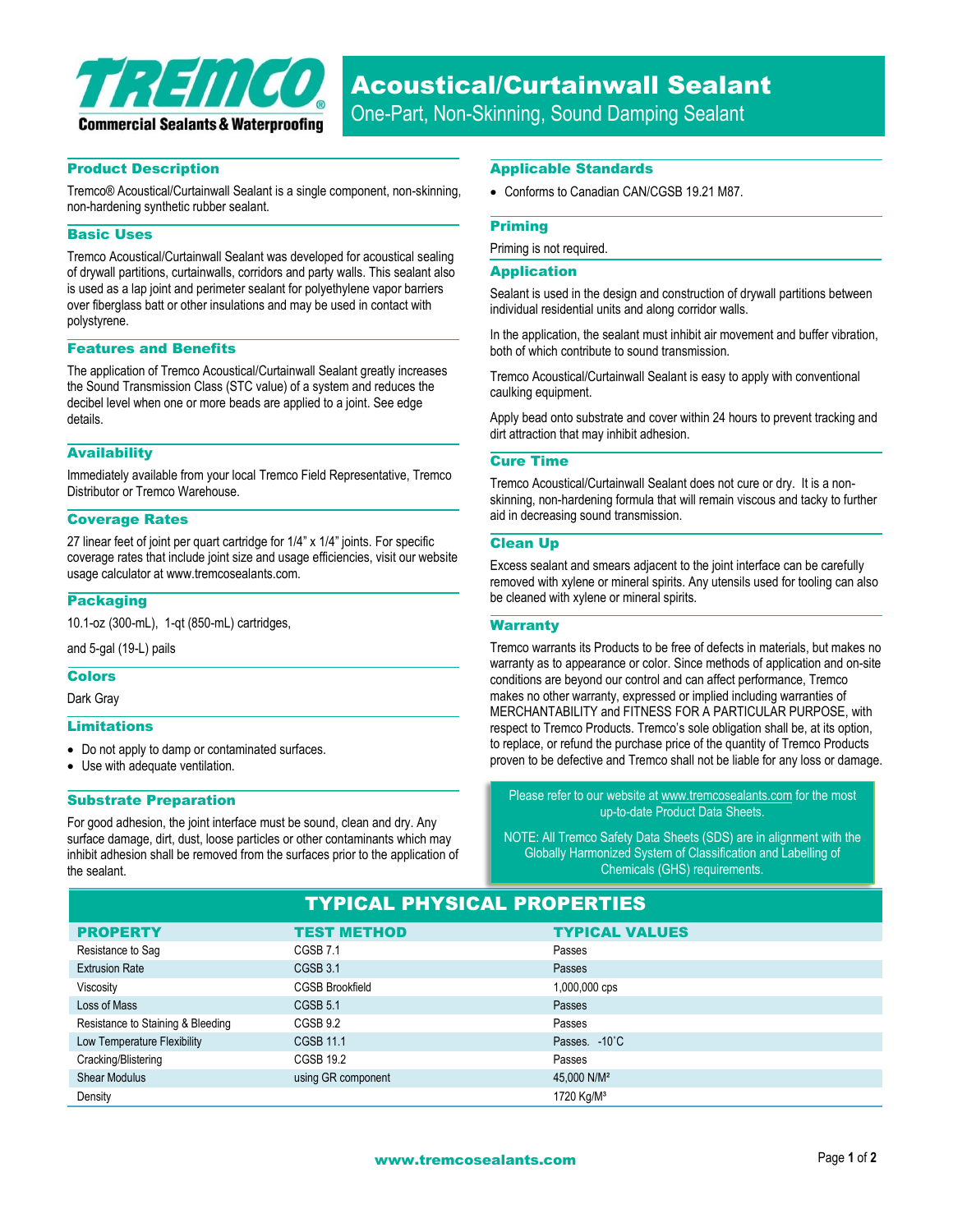# Acoustical/Curtainwall Sealant

One-Part, Non-Skinning, Sound Damping Sealant

TREMCO® Commercial Sealants & Waterproofing

## Product Description

Tremco® Acoustical/Curtainwall Sealant is a single component, non-skinning, non-hardening synthetic rubber sealant.

## Basic Uses

Tremco Acoustical/Curtainwall Sealant was developed for acoustical sealing of drywall partitions, curtainwalls, corridors and party walls. This sealant also is used as a lap joint and perimeter sealant for polyethylene vapor barriers over fiberglass batt or other insulations and may be used in contact with polystyrene.

## Features and Benefits

The application of Tremco Acoustical/Curtainwall Sealant greatly increases the Sound Transmission Class (STC value) of a system and reduces the decibel level when one or more beads are applied to a joint. See edge details.

## Availability

Immediately available from your local Tremco Field Representative, Tremco Distributor or Tremco Warehouse.

## Coverage Rates

27 linear feet of joint per quart cartridge for 1/4" x 1/4" joints. For specific coverage rates that include joint size and usage efficiencies, visit our website usage calculator at www.tremcosealants.com.

## Packaging

10.1-oz (300-mL), 1-qt (850-mL) cartridges,

and 5-gal (19-L) pails

## Colors

Dark Gray

## Limitations

- Do not apply to damp or contaminated surfaces.
- Use with adequate ventilation.

## Substrate Preparation

For good adhesion, the joint interface must be sound, clean and dry. Any surface damage, dirt, dust, loose particles or other contaminants which may inhibit adhesion shall be removed from the surfaces prior to the application of the sealant.

## Applicable Standards

- Conforms to Canadian CAN/CGSB 19.21 M87.

## Priming

Priming is not required.

## Application

Sealant is used in the design and construction of drywall partitions between individual residential units and along corridor walls.

In the application, the sealant must inhibit air movement and buffer vibration, both of which contribute to sound transmission.

Tremco Acoustical/Curtainwall Sealant is easy to apply with conventional caulking equipment.

Apply bead onto substrate and cover within 24 hours to prevent tracking and dirt attraction that may inhibit adhesion.

## Cure Time

Tremco Acoustical/Curtainwall Sealant does not cure or dry. It is a non-skinning, non-hardening formula that will remain viscous and tacky to further aid in decreasing sound transmission.

## Clean Up

Excess sealant and smears adjacent to the joint interface can be carefully removed with xylene or mineral spirits. Any utensils used for tooling can also be cleaned with xylene or mineral spirits.

## Warranty

Tremco warrants its Products to be free of defects in materials, but makes no warranty as to appearance or color. Since methods of application and on-site conditions are beyond our control and can affect performance, Tremco makes no other warranty, expressed or implied including warranties of MERCHANTABILITY and FITNESS FOR A PARTICULAR PURPOSE, with respect to Tremco Products. Tremco's sole obligation shall be, at its option, to replace, or refund the purchase price of the quantity of Tremco Products proven to be defective and Tremco shall not be liable for any loss or damage.

Please refer to our website at www.tremcosealants.com for the most up-to-date Product Data Sheets.

NOTE: All Tremco Safety Data Sheets (SDS) are in alignment with the Globally Harmonized System of Classification and Labelling of Chemicals (GHS) requirements.

## TYPICAL PHYSICAL PROPERTIES

| PROPERTY | TEST METHOD | TYPICAL VALUES |
|---|---|---|
| Resistance to Sag | CGSB 7.1 | Passes |
| Extrusion Rate | CGSB 3.1 | Passes |
| Viscosity | CGSB Brookfield | 1,000,000 cps |
| Loss of Mass | CGSB 5.1 | Passes |
| Resistance to Staining & Bleeding | CGSB 9.2 | Passes |
| Low Temperature Flexibility | CGSB 11.1 | Passes. -10˚C |
| Cracking/Blistering | CGSB 19.2 | Passes |
| Shear Modulus | using GR component | 45,000 N/M² |
| Density | | 1720 Kg/M³ |

www.tremcosealants.com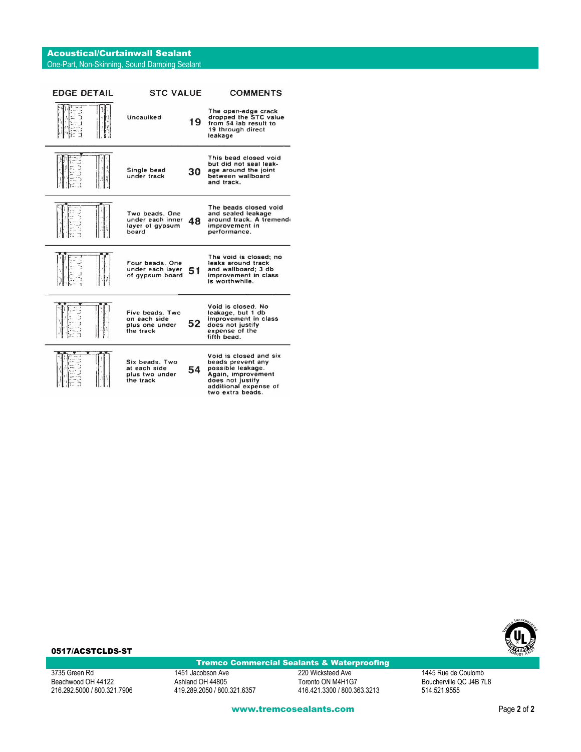## Acoustical/Curtainwall Sealant

One-Part, Non-Skinning, Sound Damping Sealant

| EDGE DETAIL | STC VALUE | | COMMENTS |
|---|---|---|---|
| | Uncaulked | 19 | The open-edge crack dropped the STC value from 54 lab result to 19 through direct leakage |
| | Single bead under track | 30 | This bead closed void but did not seal leakage around the joint between wallboard and track. |
| | Two beads. One under each inner layer of gypsum board | 48 | The beads closed void and sealed leakage around track. A tremend improvement in performance. |
| | Four beads. One under each layer of gypsum board | 51 | The void is closed; no leaks around track and wallboard; 3 db improvement in class is worthwhile. |
| | Five beads. Two on each side plus one under the track | 52 | Void is closed. No leakage, but 1 db improvement in class does not justify expense of the fifth bead. |
| | Six beads. Two at each side plus two under the track | 54 | Void is closed and six beads prevent any possible leakage. Again, improvement does not justify additional expense of two extra beads. |

0517/ACSTCLDS-ST

**Tremco Commercial Sealants & Waterproofing**

3735 Green Rd
Beachwood OH 44122
216.292.5000 / 800.321.7906

1451 Jacobson Ave
Ashland OH 44805
419.289.2050 / 800.321.6357

220 Wicksteed Ave
Toronto ON M4H1G7
416.421.3300 / 800.363.3213

1445 Rue de Coulomb
Boucherville QC J4B 7L8
514.521.9555

www.tremcosealants.com